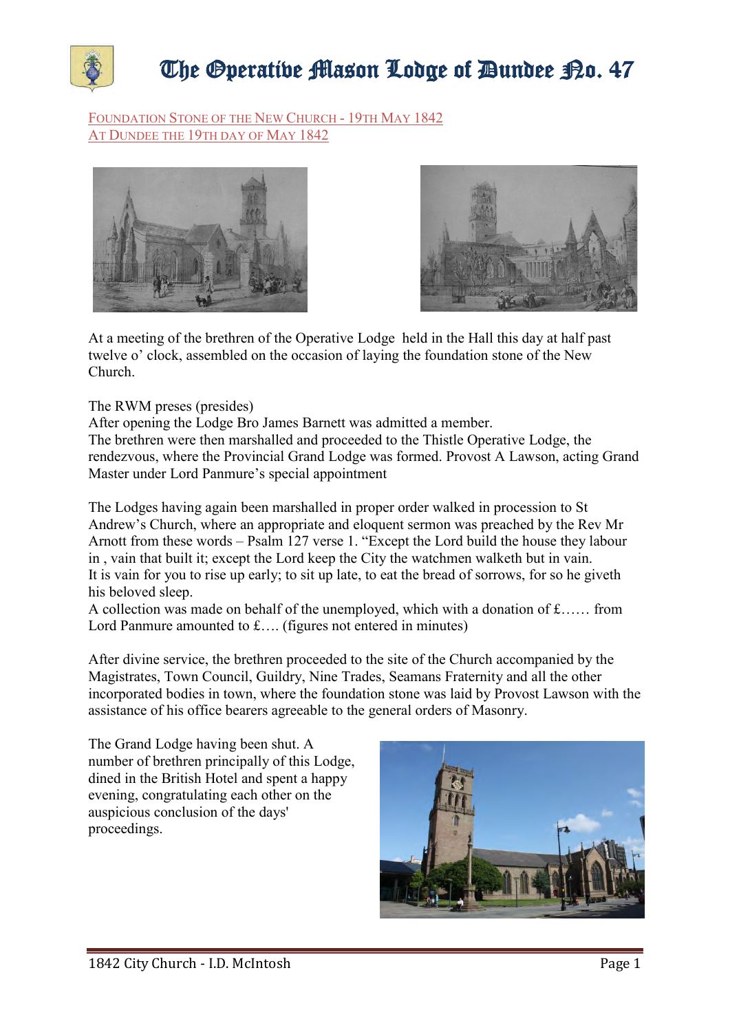# The Operative Mason Lodge of Dundee No. 47

FOUNDATION STONE OF THE NEW CHURCH - 19TH MAY 1842
AT DUNDEE THE 19TH DAY OF MAY 1842

At a meeting of the brethren of the Operative Lodge held in the Hall this day at half past twelve o' clock, assembled on the occasion of laying the foundation stone of the New Church.

The RWM preses (presides)
After opening the Lodge Bro James Barnett was admitted a member.
The brethren were then marshalled and proceeded to the Thistle Operative Lodge, the rendezvous, where the Provincial Grand Lodge was formed. Provost A Lawson, acting Grand Master under Lord Panmure's special appointment

The Lodges having again been marshalled in proper order walked in procession to St Andrew's Church, where an appropriate and eloquent sermon was preached by the Rev Mr Arnott from these words – Psalm 127 verse 1. "Except the Lord build the house they labour in , vain that built it; except the Lord keep the City the watchmen walketh but in vain.
It is vain for you to rise up early; to sit up late, to eat the bread of sorrows, for so he giveth his beloved sleep.
A collection was made on behalf of the unemployed, which with a donation of £…… from Lord Panmure amounted to £…. (figures not entered in minutes)

After divine service, the brethren proceeded to the site of the Church accompanied by the Magistrates, Town Council, Guildry, Nine Trades, Seamans Fraternity and all the other incorporated bodies in town, where the foundation stone was laid by Provost Lawson with the assistance of his office bearers agreeable to the general orders of Masonry.

The Grand Lodge having been shut. A number of brethren principally of this Lodge, dined in the British Hotel and spent a happy evening, congratulating each other on the auspicious conclusion of the days' proceedings.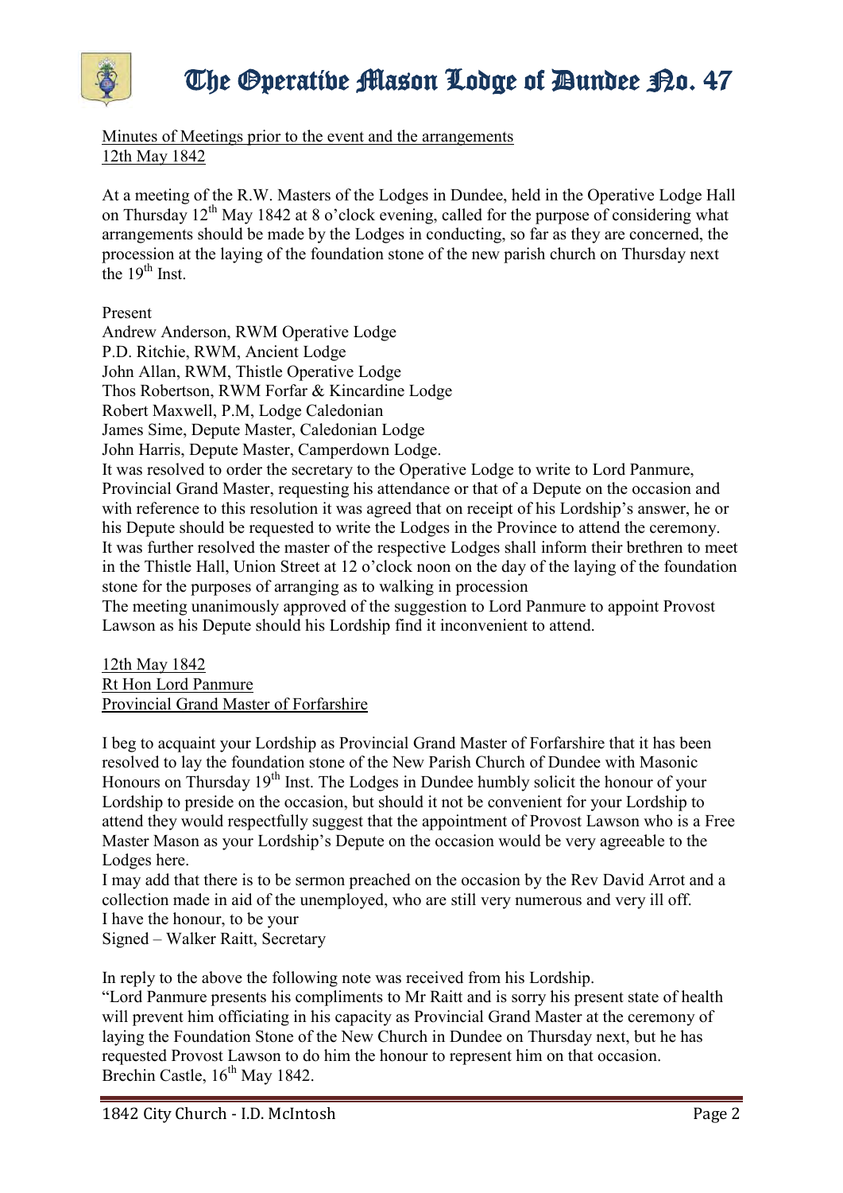Minutes of Meetings prior to the event and the arrangements
12th May 1842

At a meeting of the R.W. Masters of the Lodges in Dundee, held in the Operative Lodge Hall on Thursday 12th May 1842 at 8 o'clock evening, called for the purpose of considering what arrangements should be made by the Lodges in conducting, so far as they are concerned, the procession at the laying of the foundation stone of the new parish church on Thursday next the 19th Inst.

Present
Andrew Anderson, RWM Operative Lodge
P.D. Ritchie, RWM, Ancient Lodge
John Allan, RWM, Thistle Operative Lodge
Thos Robertson, RWM Forfar & Kincardine Lodge
Robert Maxwell, P.M, Lodge Caledonian
James Sime, Depute Master, Caledonian Lodge
John Harris, Depute Master, Camperdown Lodge.
It was resolved to order the secretary to the Operative Lodge to write to Lord Panmure, Provincial Grand Master, requesting his attendance or that of a Depute on the occasion and with reference to this resolution it was agreed that on receipt of his Lordship's answer, he or his Depute should be requested to write the Lodges in the Province to attend the ceremony.
It was further resolved the master of the respective Lodges shall inform their brethren to meet in the Thistle Hall, Union Street at 12 o'clock noon on the day of the laying of the foundation stone for the purposes of arranging as to walking in procession
The meeting unanimously approved of the suggestion to Lord Panmure to appoint Provost Lawson as his Depute should his Lordship find it inconvenient to attend.

12th May 1842
Rt Hon Lord Panmure
Provincial Grand Master of Forfarshire

I beg to acquaint your Lordship as Provincial Grand Master of Forfarshire that it has been resolved to lay the foundation stone of the New Parish Church of Dundee with Masonic Honours on Thursday 19th Inst. The Lodges in Dundee humbly solicit the honour of your Lordship to preside on the occasion, but should it not be convenient for your Lordship to attend they would respectfully suggest that the appointment of Provost Lawson who is a Free Master Mason as your Lordship's Depute on the occasion would be very agreeable to the Lodges here.
I may add that there is to be sermon preached on the occasion by the Rev David Arrot and a collection made in aid of the unemployed, who are still very numerous and very ill off.
I have the honour, to be your
Signed – Walker Raitt, Secretary

In reply to the above the following note was received from his Lordship.
"Lord Panmure presents his compliments to Mr Raitt and is sorry his present state of health will prevent him officiating in his capacity as Provincial Grand Master at the ceremony of laying the Foundation Stone of the New Church in Dundee on Thursday next, but he has requested Provost Lawson to do him the honour to represent him on that occasion.
Brechin Castle, 16th May 1842.